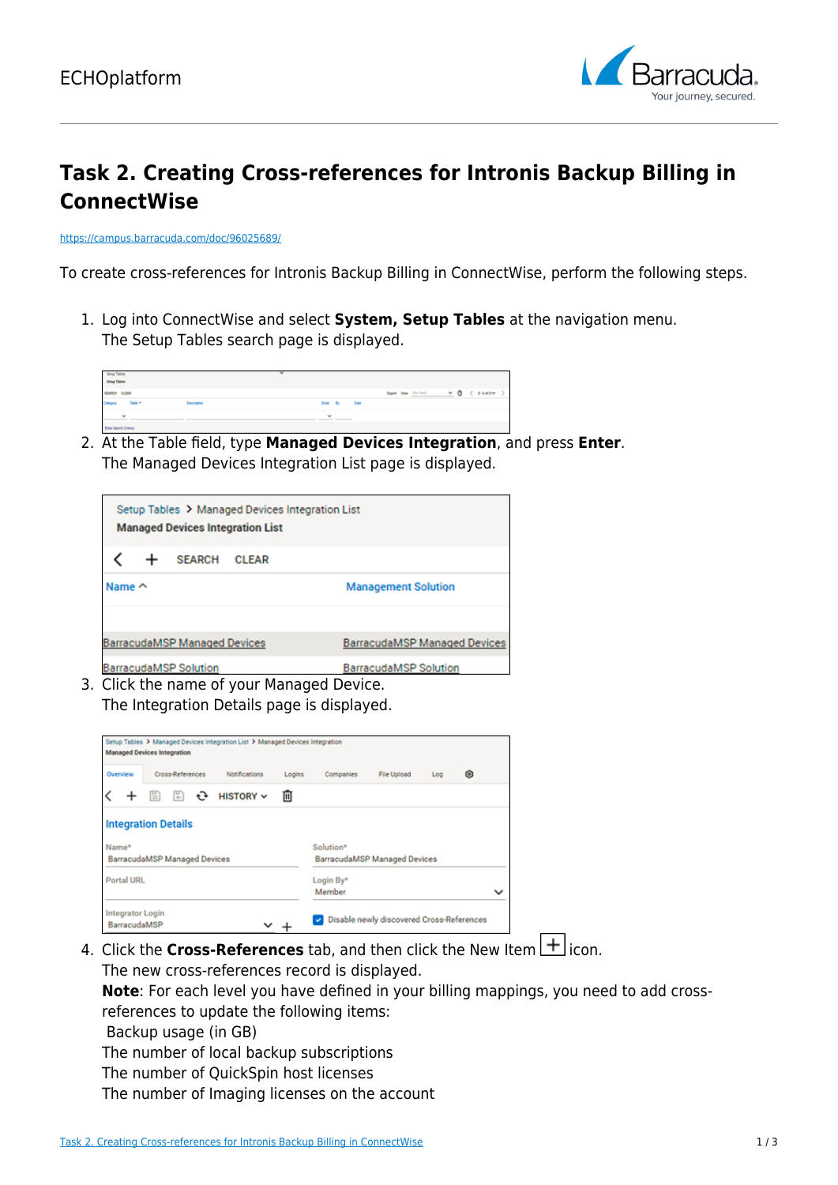# Task 2. Creating Cross-references for Intronis Backup Billing in ConnectWise

https://campus.barracuda.com/doc/96025689/

To create cross-references for Intronis Backup Billing in ConnectWise, perform the following steps.

1. Log into ConnectWise and select **System, Setup Tables** at the navigation menu.
   The Setup Tables search page is displayed.

2. At the Table field, type **Managed Devices Integration**, and press **Enter**.
   The Managed Devices Integration List page is displayed.

3. Click the name of your Managed Device.
   The Integration Details page is displayed.

4. Click the **Cross-References** tab, and then click the New Item icon.
   The new cross-references record is displayed.
   **Note**: For each level you have defined in your billing mappings, you need to add cross-references to update the following items:
   Backup usage (in GB)
   The number of local backup subscriptions
   The number of QuickSpin host licenses
   The number of Imaging licenses on the account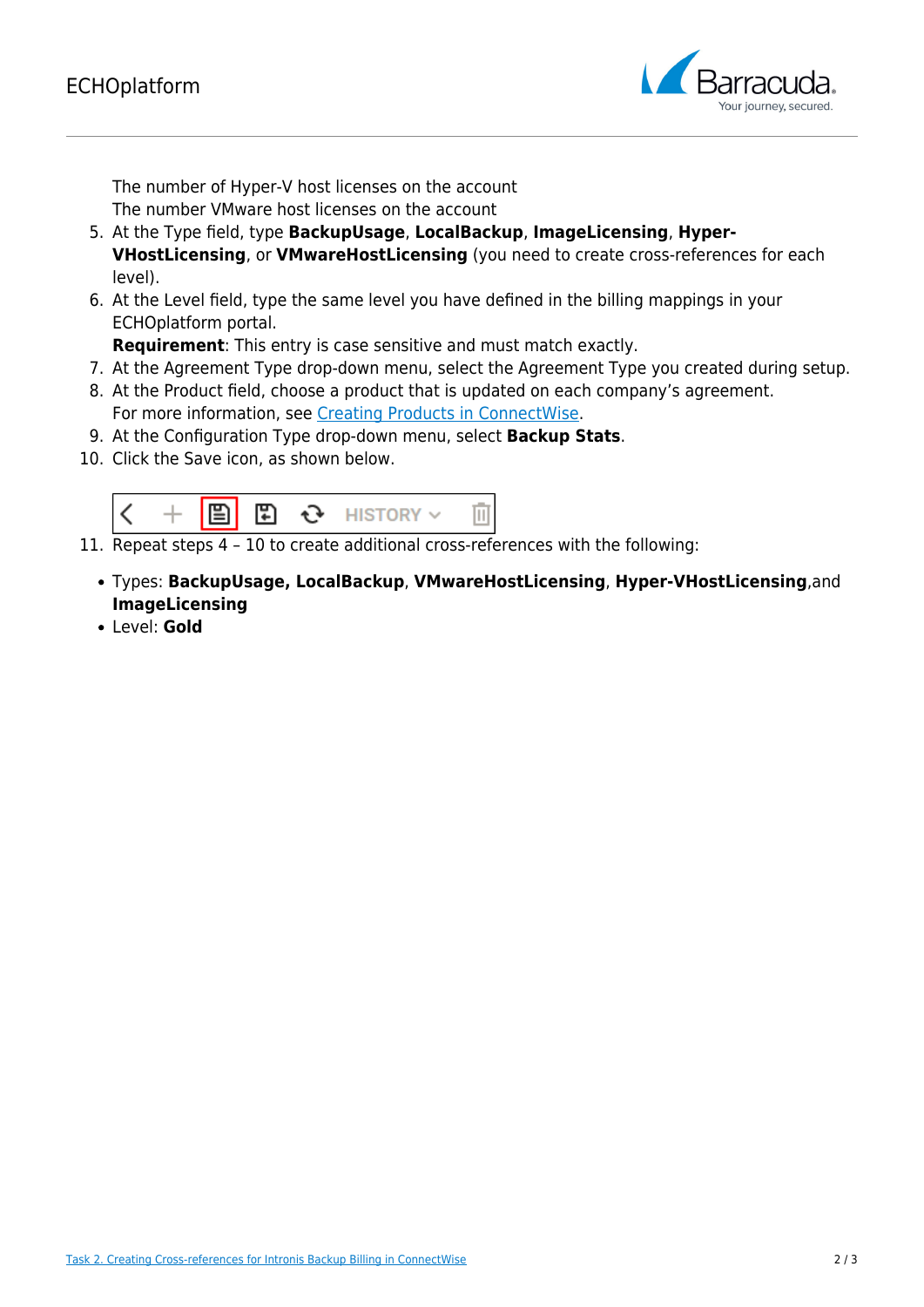The number of Hyper-V host licenses on the account
The number VMware host licenses on the account

5. At the Type field, type **BackupUsage**, **LocalBackup**, **ImageLicensing**, **Hyper-VHostLicensing**, or **VMwareHostLicensing** (you need to create cross-references for each level).
6. At the Level field, type the same level you have defined in the billing mappings in your ECHOplatform portal.
   **Requirement**: This entry is case sensitive and must match exactly.
7. At the Agreement Type drop-down menu, select the Agreement Type you created during setup.
8. At the Product field, choose a product that is updated on each company's agreement.
   For more information, see [Creating Products in ConnectWise](#).
9. At the Configuration Type drop-down menu, select **Backup Stats**.
10. Click the Save icon, as shown below.
11. Repeat steps 4 – 10 to create additional cross-references with the following:

- Types: **BackupUsage, LocalBackup**, **VMwareHostLicensing**, **Hyper-VHostLicensing**,and **ImageLicensing**
- Level: **Gold**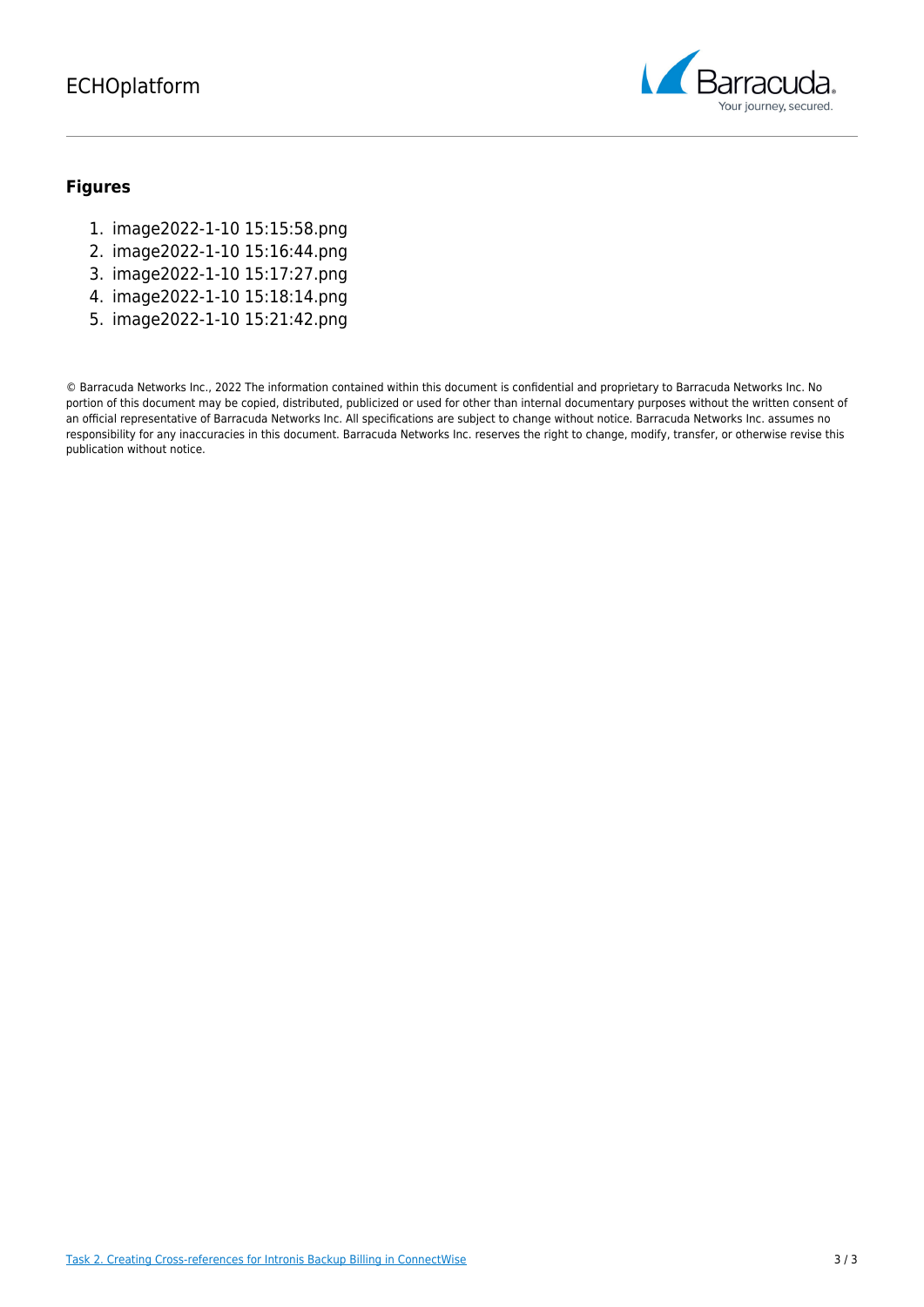## Figures

1. image2022-1-10 15:15:58.png
2. image2022-1-10 15:16:44.png
3. image2022-1-10 15:17:27.png
4. image2022-1-10 15:18:14.png
5. image2022-1-10 15:21:42.png

© Barracuda Networks Inc., 2022 The information contained within this document is confidential and proprietary to Barracuda Networks Inc. No portion of this document may be copied, distributed, publicized or used for other than internal documentary purposes without the written consent of an official representative of Barracuda Networks Inc. All specifications are subject to change without notice. Barracuda Networks Inc. assumes no responsibility for any inaccuracies in this document. Barracuda Networks Inc. reserves the right to change, modify, transfer, or otherwise revise this publication without notice.